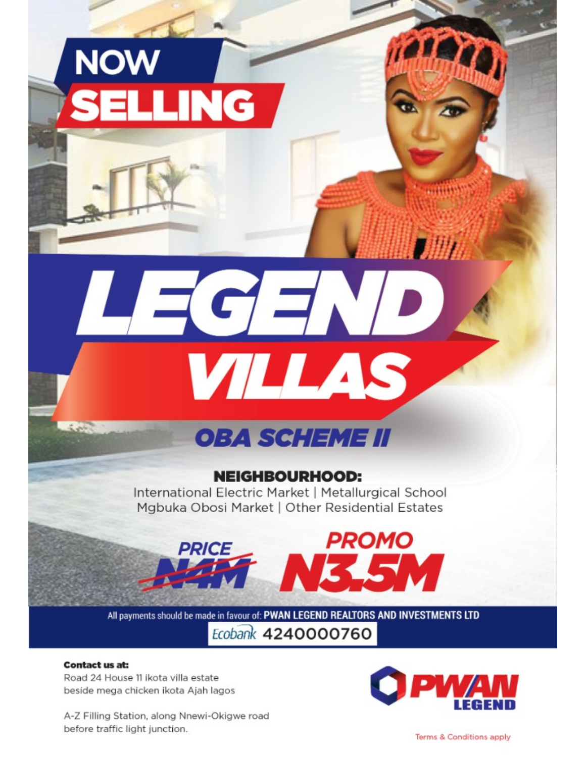# NOW SELLING

# LEGEND VILLAS

## OBA SCHEME II

**NEIGHBOURHOOD:**

International Electric Market | Metallurgical School
Mgbuka Obosi Market | Other Residential Estates

**PRICE** ~~N4M~~ **PROMO N3.5M**

All payments should be made in favour of: **PWAN LEGEND REALTORS AND INVESTMENTS LTD**

Ecobank 4240000760

**Contact us at:**

Road 24 House 11 ikota villa estate
beside mega chicken ikota Ajah lagos

A-Z Filling Station, along Nnewi-Okigwe road
before traffic light junction.

PWAN LEGEND

Terms & Conditions apply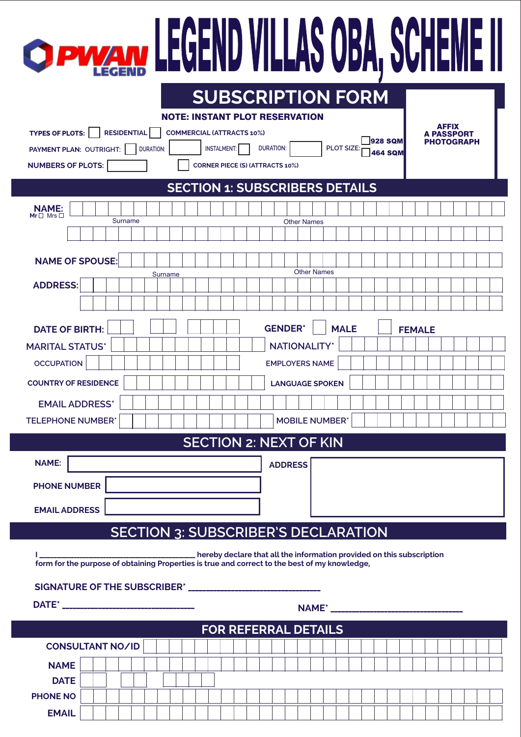# PWAN LEGEND — LEGEND VILLAS OBA, SCHEME II

## SUBSCRIPTION FORM

**NOTE: INSTANT PLOT RESERVATION**

**AFFIX A PASSPORT PHOTOGRAPH**

**TYPES OF PLOTS:** ☐ **RESIDENTIAL** ☐ **COMMERCIAL (ATTRACTS 10%)**

**PAYMENT PLAN: OUTRIGHT:** ☐ DURATION: ______ INSTALMENT: ☐ DURATION: ______ PLOT SIZE: ☐ **928 SQM** ☐ **464 SQM**

**NUMBERS OF PLOTS:** ______ ☐ **CORNER PIECE (S) (ATTRACTS 10%)**

## SECTION 1: SUBSCRIBERS DETAILS

**NAME:** Mr ☐ Mrs ☐ ______________________
Surname Other Names

**NAME OF SPOUSE:** ______________________
Surname Other Names

**ADDRESS:** ______________________

**DATE OF BIRTH:** ______ **GENDER*** ☐ **MALE** ☐ **FEMALE**

**MARITAL STATUS*** ______ **NATIONALITY*** ______

**OCCUPATION** ______ **EMPLOYERS NAME** ______

**COUNTRY OF RESIDENCE** ______ **LANGUAGE SPOKEN** ______

**EMAIL ADDRESS*** ______

**TELEPHONE NUMBER*** ______ **MOBILE NUMBER*** ______

## SECTION 2: NEXT OF KIN

**NAME:** ______ **ADDRESS** ______

**PHONE NUMBER** ______

**EMAIL ADDRESS** ______

## SECTION 3: SUBSCRIBER'S DECLARATION

**I _________________________________ hereby declare that all the information provided on this subscription form for the purpose of obtaining Properties is true and correct to the best of my knowledge,**

**SIGNATURE OF THE SUBSCRIBER*** ____________________________

**DATE*** ____________________________ **NAME*** ____________________________

## FOR REFERRAL DETAILS

**CONSULTANT NO/ID** ______

**NAME** ______

**DATE** ______

**PHONE NO** ______

**EMAIL** ______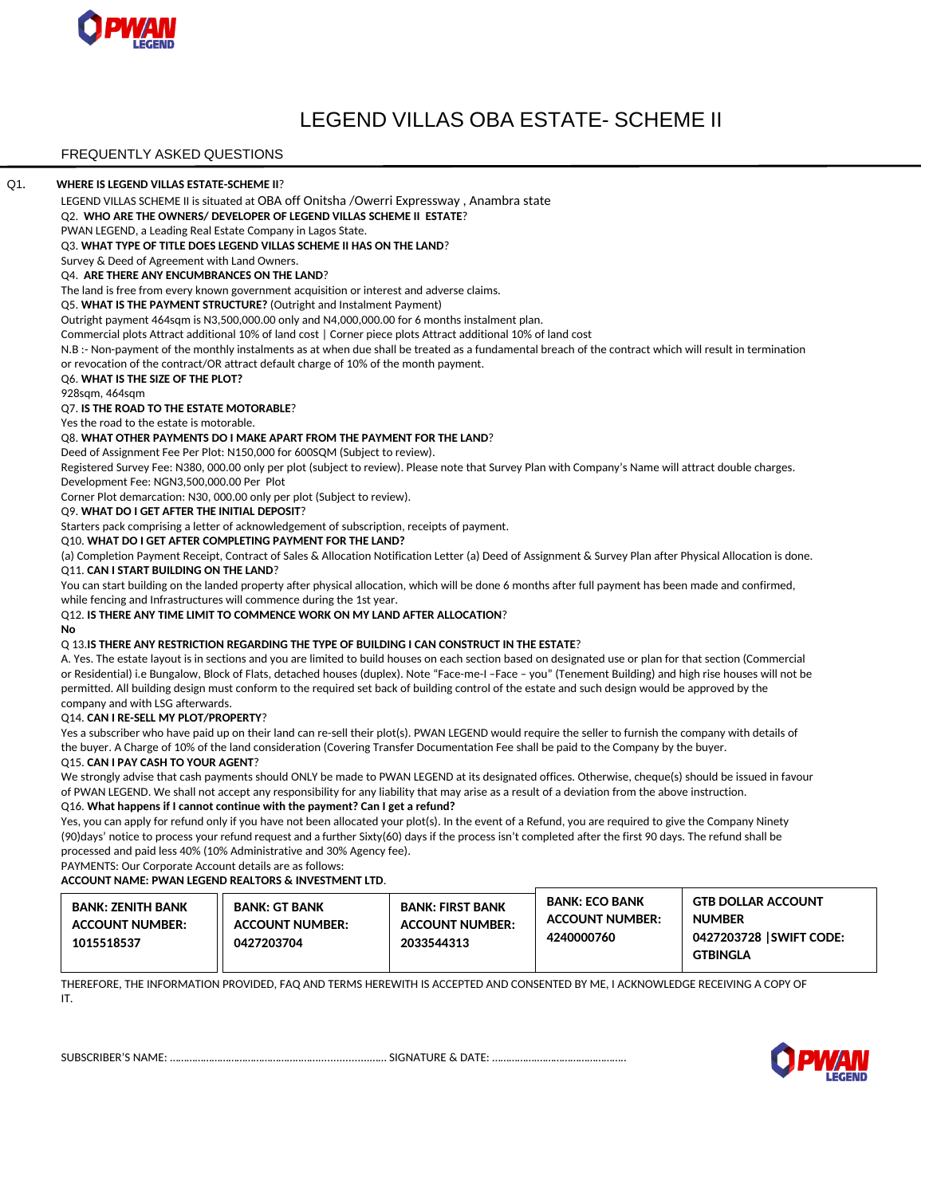# LEGEND VILLAS OBA ESTATE- SCHEME II

FREQUENTLY ASKED QUESTIONS

Q1. **WHERE IS LEGEND VILLAS ESTATE-SCHEME II**?

LEGEND VILLAS SCHEME II is situated at OBA off Onitsha /Owerri Expressway , Anambra state

Q2. **WHO ARE THE OWNERS/ DEVELOPER OF LEGEND VILLAS SCHEME II ESTATE**?

PWAN LEGEND, a Leading Real Estate Company in Lagos State.

Q3. **WHAT TYPE OF TITLE DOES LEGEND VILLAS SCHEME II HAS ON THE LAND**?

Survey & Deed of Agreement with Land Owners.

Q4. **ARE THERE ANY ENCUMBRANCES ON THE LAND**?

The land is free from every known government acquisition or interest and adverse claims.

Q5. **WHAT IS THE PAYMENT STRUCTURE?** (Outright and Instalment Payment)

Outright payment 464sqm is N3,500,000.00 only and N4,000,000.00 for 6 months instalment plan.

Commercial plots Attract additional 10% of land cost | Corner piece plots Attract additional 10% of land cost

N.B :- Non-payment of the monthly instalments as at when due shall be treated as a fundamental breach of the contract which will result in termination or revocation of the contract/OR attract default charge of 10% of the month payment.

Q6. **WHAT IS THE SIZE OF THE PLOT?**

928sqm, 464sqm

Q7. **IS THE ROAD TO THE ESTATE MOTORABLE**?

Yes the road to the estate is motorable.

Q8. **WHAT OTHER PAYMENTS DO I MAKE APART FROM THE PAYMENT FOR THE LAND**?

Deed of Assignment Fee Per Plot: N150,000 for 600SQM (Subject to review).

Registered Survey Fee: N380, 000.00 only per plot (subject to review). Please note that Survey Plan with Company's Name will attract double charges.

Development Fee: NGN3,500,000.00 Per Plot

Corner Plot demarcation: N30, 000.00 only per plot (Subject to review).

Q9. **WHAT DO I GET AFTER THE INITIAL DEPOSIT**?

Starters pack comprising a letter of acknowledgement of subscription, receipts of payment.

Q10. **WHAT DO I GET AFTER COMPLETING PAYMENT FOR THE LAND?**

(a) Completion Payment Receipt, Contract of Sales & Allocation Notification Letter (a) Deed of Assignment & Survey Plan after Physical Allocation is done.

Q11. **CAN I START BUILDING ON THE LAND**?

You can start building on the landed property after physical allocation, which will be done 6 months after full payment has been made and confirmed, while fencing and Infrastructures will commence during the 1st year.

Q12. **IS THERE ANY TIME LIMIT TO COMMENCE WORK ON MY LAND AFTER ALLOCATION**?

**No**

Q 13.**IS THERE ANY RESTRICTION REGARDING THE TYPE OF BUILDING I CAN CONSTRUCT IN THE ESTATE**?

A. Yes. The estate layout is in sections and you are limited to build houses on each section based on designated use or plan for that section (Commercial or Residential) i.e Bungalow, Block of Flats, detached houses (duplex). Note "Face-me-I –Face – you" (Tenement Building) and high rise houses will not be permitted. All building design must conform to the required set back of building control of the estate and such design would be approved by the company and with LSG afterwards.

Q14. **CAN I RE-SELL MY PLOT/PROPERTY**?

Yes a subscriber who have paid up on their land can re-sell their plot(s). PWAN LEGEND would require the seller to furnish the company with details of the buyer. A Charge of 10% of the land consideration (Covering Transfer Documentation Fee shall be paid to the Company by the buyer.

Q15. **CAN I PAY CASH TO YOUR AGENT**?

We strongly advise that cash payments should ONLY be made to PWAN LEGEND at its designated offices. Otherwise, cheque(s) should be issued in favour of PWAN LEGEND. We shall not accept any responsibility for any liability that may arise as a result of a deviation from the above instruction.

Q16. **What happens if I cannot continue with the payment? Can I get a refund?**

Yes, you can apply for refund only if you have not been allocated your plot(s). In the event of a Refund, you are required to give the Company Ninety (90)days' notice to process your refund request and a further Sixty(60) days if the process isn't completed after the first 90 days. The refund shall be processed and paid less 40% (10% Administrative and 30% Agency fee).

PAYMENTS: Our Corporate Account details are as follows:

**ACCOUNT NAME: PWAN LEGEND REALTORS & INVESTMENT LTD**.

| | | | | |
|---|---|---|---|---|
| **BANK: ZENITH BANK ACCOUNT NUMBER: 1015518537** | **BANK: GT BANK ACCOUNT NUMBER: 0427203704** | **BANK: FIRST BANK ACCOUNT NUMBER: 2033544313** | **BANK: ECO BANK ACCOUNT NUMBER: 4240000760** | **GTB DOLLAR ACCOUNT NUMBER 0427203728 \|SWIFT CODE: GTBINGLA** |

THEREFORE, THE INFORMATION PROVIDED, FAQ AND TERMS HEREWITH IS ACCEPTED AND CONSENTED BY ME, I ACKNOWLEDGE RECEIVING A COPY OF IT.

SUBSCRIBER'S NAME: ………………………………………………………………… SIGNATURE & DATE: …………………………………………